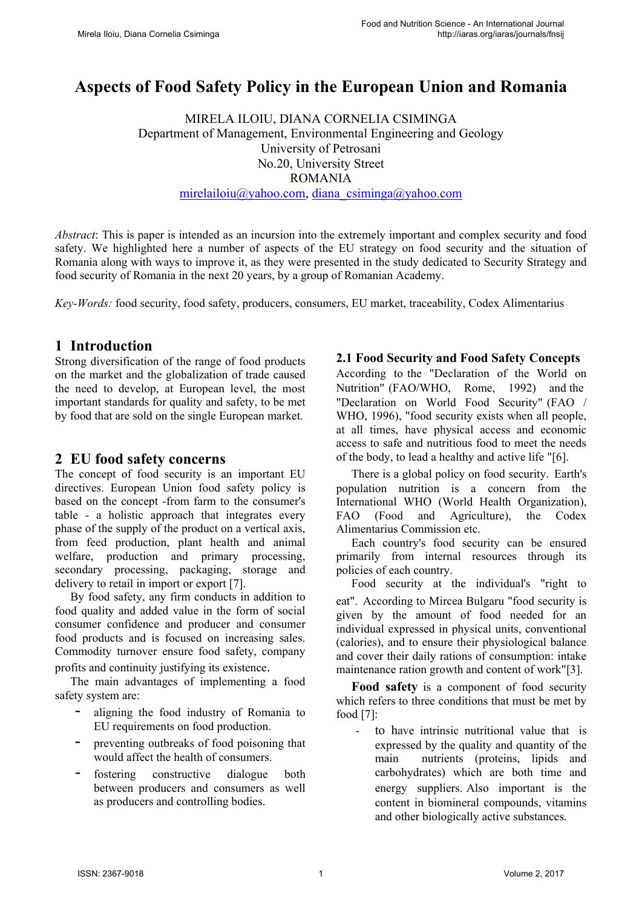# Aspects of Food Safety Policy in the European Union and Romania

MIRELA ILOIU, DIANA CORNELIA CSIMINGA
Department of Management, Environmental Engineering and Geology
University of Petrosani
No.20, University Street
ROMANIA
mirelailoiu@yahoo.com, diana_csiminga@yahoo.com

*Abstract*: This is paper is intended as an incursion into the extremely important and complex security and food safety. We highlighted here a number of aspects of the EU strategy on food security and the situation of Romania along with ways to improve it, as they were presented in the study dedicated to Security Strategy and food security of Romania in the next 20 years, by a group of Romanian Academy.

*Key-Words:* food security, food safety, producers, consumers, EU market, traceability, Codex Alimentarius

## 1 Introduction

Strong diversification of the range of food products on the market and the globalization of trade caused the need to develop, at European level, the most important standards for quality and safety, to be met by food that are sold on the single European market.

## 2 EU food safety concerns

The concept of food security is an important EU directives. European Union food safety policy is based on the concept -from farm to the consumer's table - a holistic approach that integrates every phase of the supply of the product on a vertical axis, from feed production, plant health and animal welfare, production and primary processing, secondary processing, packaging, storage and delivery to retail in import or export [7].

By food safety, any firm conducts in addition to food quality and added value in the form of social consumer confidence and producer and consumer food products and is focused on increasing sales. Commodity turnover ensure food safety, company profits and continuity justifying its existence.

The main advantages of implementing a food safety system are:

- aligning the food industry of Romania to EU requirements on food production.
- preventing outbreaks of food poisoning that would affect the health of consumers.
- fostering constructive dialogue both between producers and consumers as well as producers and controlling bodies.

### 2.1 Food Security and Food Safety Concepts

According to the "Declaration of the World on Nutrition" (FAO/WHO, Rome, 1992) and the "Declaration on World Food Security" (FAO / WHO, 1996), "food security exists when all people, at all times, have physical access and economic access to safe and nutritious food to meet the needs of the body, to lead a healthy and active life "[6].

There is a global policy on food security. Earth's population nutrition is a concern from the International WHO (World Health Organization), FAO (Food and Agriculture), the Codex Alimentarius Commission etc.

Each country's food security can be ensured primarily from internal resources through its policies of each country.

Food security at the individual's "right to eat". According to Mircea Bulgaru "food security is given by the amount of food needed for an individual expressed in physical units, conventional (calories), and to ensure their physiological balance and cover their daily rations of consumption: intake maintenance ration growth and content of work"[3].

**Food safety** is a component of food security which refers to three conditions that must be met by food [7]:

- to have intrinsic nutritional value that is expressed by the quality and quantity of the main nutrients (proteins, lipids and carbohydrates) which are both time and energy suppliers. Also important is the content in biomineral compounds, vitamins and other biologically active substances.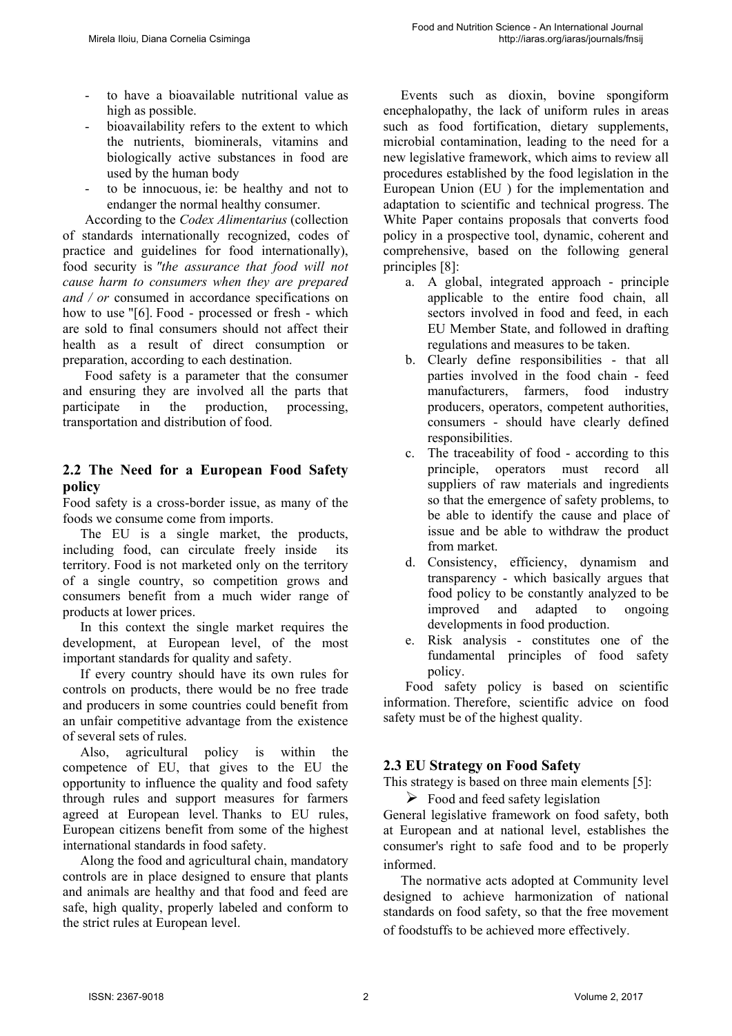- to have a bioavailable nutritional value as high as possible.
- bioavailability refers to the extent to which the nutrients, biominerals, vitamins and biologically active substances in food are used by the human body
- to be innocuous, ie: be healthy and not to endanger the normal healthy consumer.

According to the *Codex Alimentarius* (collection of standards internationally recognized, codes of practice and guidelines for food internationally), food security is *"the assurance that food will not cause harm to consumers when they are prepared and / or* consumed in accordance specifications on how to use "[6]. Food - processed or fresh - which are sold to final consumers should not affect their health as a result of direct consumption or preparation, according to each destination.

Food safety is a parameter that the consumer and ensuring they are involved all the parts that participate in the production, processing, transportation and distribution of food.

## 2.2 The Need for a European Food Safety policy

Food safety is a cross-border issue, as many of the foods we consume come from imports.

The EU is a single market, the products, including food, can circulate freely inside its territory. Food is not marketed only on the territory of a single country, so competition grows and consumers benefit from a much wider range of products at lower prices.

In this context the single market requires the development, at European level, of the most important standards for quality and safety.

If every country should have its own rules for controls on products, there would be no free trade and producers in some countries could benefit from an unfair competitive advantage from the existence of several sets of rules.

Also, agricultural policy is within the competence of EU, that gives to the EU the opportunity to influence the quality and food safety through rules and support measures for farmers agreed at European level. Thanks to EU rules, European citizens benefit from some of the highest international standards in food safety.

Along the food and agricultural chain, mandatory controls are in place designed to ensure that plants and animals are healthy and that food and feed are safe, high quality, properly labeled and conform to the strict rules at European level.

Events such as dioxin, bovine spongiform encephalopathy, the lack of uniform rules in areas such as food fortification, dietary supplements, microbial contamination, leading to the need for a new legislative framework, which aims to review all procedures established by the food legislation in the European Union (EU ) for the implementation and adaptation to scientific and technical progress. The White Paper contains proposals that converts food policy in a prospective tool, dynamic, coherent and comprehensive, based on the following general principles [8]:

a. A global, integrated approach - principle applicable to the entire food chain, all sectors involved in food and feed, in each EU Member State, and followed in drafting regulations and measures to be taken.
b. Clearly define responsibilities - that all parties involved in the food chain - feed manufacturers, farmers, food industry producers, operators, competent authorities, consumers - should have clearly defined responsibilities.
c. The traceability of food - according to this principle, operators must record all suppliers of raw materials and ingredients so that the emergence of safety problems, to be able to identify the cause and place of issue and be able to withdraw the product from market.
d. Consistency, efficiency, dynamism and transparency - which basically argues that food policy to be constantly analyzed to be improved and adapted to ongoing developments in food production.
e. Risk analysis - constitutes one of the fundamental principles of food safety policy.

Food safety policy is based on scientific information. Therefore, scientific advice on food safety must be of the highest quality.

## 2.3 EU Strategy on Food Safety

This strategy is based on three main elements [5]:

- Food and feed safety legislation

General legislative framework on food safety, both at European and at national level, establishes the consumer's right to safe food and to be properly informed.

The normative acts adopted at Community level designed to achieve harmonization of national standards on food safety, so that the free movement of foodstuffs to be achieved more effectively.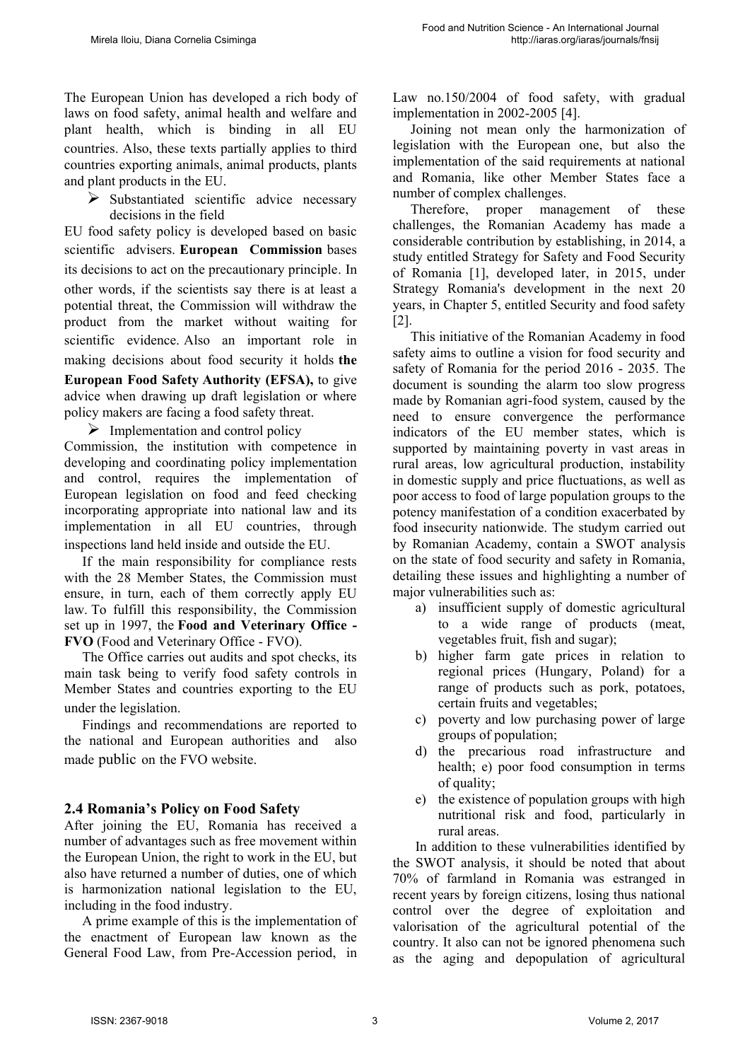The European Union has developed a rich body of laws on food safety, animal health and welfare and plant health, which is binding in all EU countries. Also, these texts partially applies to third countries exporting animals, animal products, plants and plant products in the EU.

- Substantiated scientific advice necessary decisions in the field

EU food safety policy is developed based on basic scientific advisers. **European Commission** bases its decisions to act on the precautionary principle. In other words, if the scientists say there is at least a potential threat, the Commission will withdraw the product from the market without waiting for scientific evidence. Also an important role in making decisions about food security it holds **the European Food Safety Authority (EFSA),** to give advice when drawing up draft legislation or where policy makers are facing a food safety threat.

- Implementation and control policy

Commission, the institution with competence in developing and coordinating policy implementation and control, requires the implementation of European legislation on food and feed checking incorporating appropriate into national law and its implementation in all EU countries, through inspections land held inside and outside the EU.

If the main responsibility for compliance rests with the 28 Member States, the Commission must ensure, in turn, each of them correctly apply EU law. To fulfill this responsibility, the Commission set up in 1997, the **Food and Veterinary Office - FVO** (Food and Veterinary Office - FVO).

The Office carries out audits and spot checks, its main task being to verify food safety controls in Member States and countries exporting to the EU under the legislation.

Findings and recommendations are reported to the national and European authorities and also made public on the FVO website.

## 2.4 Romania's Policy on Food Safety

After joining the EU, Romania has received a number of advantages such as free movement within the European Union, the right to work in the EU, but also have returned a number of duties, one of which is harmonization national legislation to the EU, including in the food industry.

A prime example of this is the implementation of the enactment of European law known as the General Food Law, from Pre-Accession period, in Law no.150/2004 of food safety, with gradual implementation in 2002-2005 [4].

Joining not mean only the harmonization of legislation with the European one, but also the implementation of the said requirements at national and Romania, like other Member States face a number of complex challenges.

Therefore, proper management of these challenges, the Romanian Academy has made a considerable contribution by establishing, in 2014, a study entitled Strategy for Safety and Food Security of Romania [1], developed later, in 2015, under Strategy Romania's development in the next 20 years, in Chapter 5, entitled Security and food safety [2].

This initiative of the Romanian Academy in food safety aims to outline a vision for food security and safety of Romania for the period 2016 - 2035. The document is sounding the alarm too slow progress made by Romanian agri-food system, caused by the need to ensure convergence the performance indicators of the EU member states, which is supported by maintaining poverty in vast areas in rural areas, low agricultural production, instability in domestic supply and price fluctuations, as well as poor access to food of large population groups to the potency manifestation of a condition exacerbated by food insecurity nationwide. The studym carried out by Romanian Academy, contain a SWOT analysis on the state of food security and safety in Romania, detailing these issues and highlighting a number of major vulnerabilities such as:

a) insufficient supply of domestic agricultural to a wide range of products (meat, vegetables fruit, fish and sugar);
b) higher farm gate prices in relation to regional prices (Hungary, Poland) for a range of products such as pork, potatoes, certain fruits and vegetables;
c) poverty and low purchasing power of large groups of population;
d) the precarious road infrastructure and health; e) poor food consumption in terms of quality;
e) the existence of population groups with high nutritional risk and food, particularly in rural areas.

In addition to these vulnerabilities identified by the SWOT analysis, it should be noted that about 70% of farmland in Romania was estranged in recent years by foreign citizens, losing thus national control over the degree of exploitation and valorisation of the agricultural potential of the country. It also can not be ignored phenomena such as the aging and depopulation of agricultural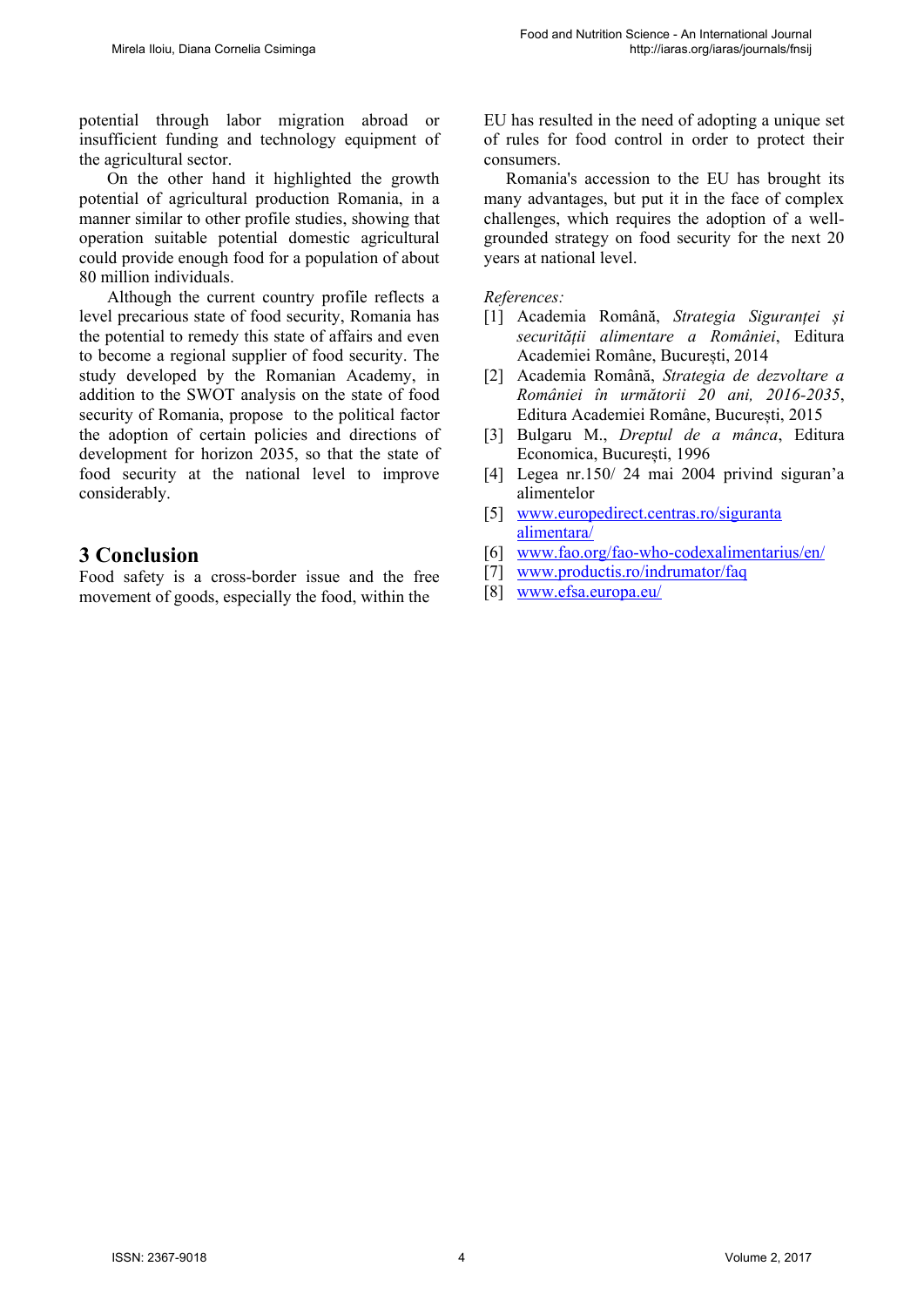potential through labor migration abroad or insufficient funding and technology equipment of the agricultural sector.

On the other hand it highlighted the growth potential of agricultural production Romania, in a manner similar to other profile studies, showing that operation suitable potential domestic agricultural could provide enough food for a population of about 80 million individuals.

Although the current country profile reflects a level precarious state of food security, Romania has the potential to remedy this state of affairs and even to become a regional supplier of food security. The study developed by the Romanian Academy, in addition to the SWOT analysis on the state of food security of Romania, propose to the political factor the adoption of certain policies and directions of development for horizon 2035, so that the state of food security at the national level to improve considerably.

## 3 Conclusion

Food safety is a cross-border issue and the free movement of goods, especially the food, within the EU has resulted in the need of adopting a unique set of rules for food control in order to protect their consumers.

Romania's accession to the EU has brought its many advantages, but put it in the face of complex challenges, which requires the adoption of a well-grounded strategy on food security for the next 20 years at national level.

*References:*

[1] Academia Română, *Strategia Siguranței și securității alimentare a României*, Editura Academiei Române, București, 2014

[2] Academia Română, *Strategia de dezvoltare a României în următorii 20 ani, 2016-2035*, Editura Academiei Române, București, 2015

[3] Bulgaru M., *Dreptul de a mânca*, Editura Economica, București, 1996

[4] Legea nr.150/ 24 mai 2004 privind siguran'a alimentelor

[5] www.europedirect.centras.ro/siguranta alimentara/

[6] www.fao.org/fao-who-codexalimentarius/en/

[7] www.productis.ro/indrumator/faq

[8] www.efsa.europa.eu/